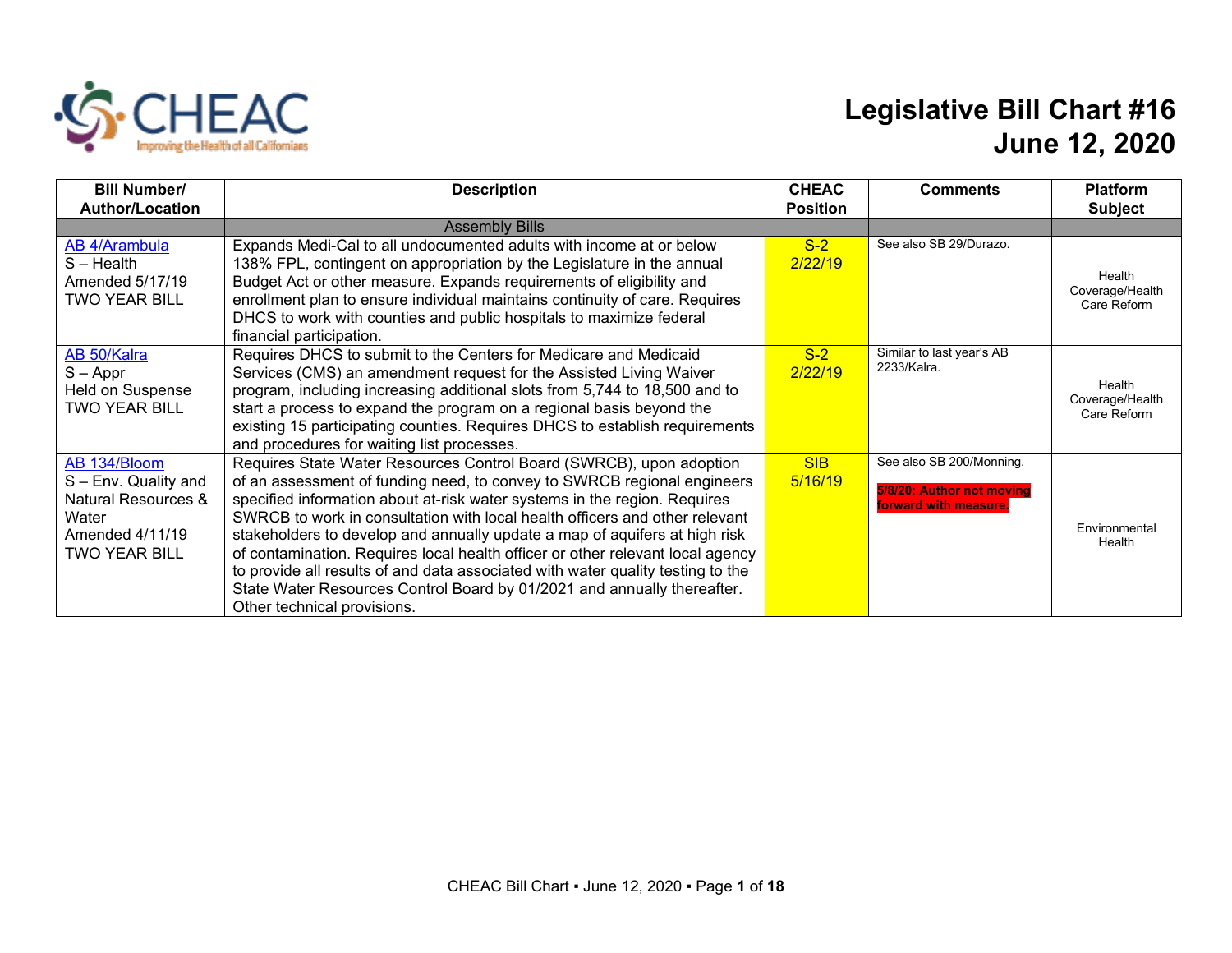CHEAC
Improving the Health of all Californians

# Legislative Bill Chart #16
## June 12, 2020

| Bill Number/ Author/Location | Description | CHEAC Position | Comments | Platform Subject |
|---|---|---|---|---|
| | Assembly Bills | | | |
| AB 4/Arambula<br>S – Health<br>Amended 5/17/19<br>TWO YEAR BILL | Expands Medi-Cal to all undocumented adults with income at or below 138% FPL, contingent on appropriation by the Legislature in the annual Budget Act or other measure. Expands requirements of eligibility and enrollment plan to ensure individual maintains continuity of care. Requires DHCS to work with counties and public hospitals to maximize federal financial participation. | S-2<br>2/22/19 | See also SB 29/Durazo. | Health Coverage/Health Care Reform |
| AB 50/Kalra<br>S – Appr<br>Held on Suspense<br>TWO YEAR BILL | Requires DHCS to submit to the Centers for Medicare and Medicaid Services (CMS) an amendment request for the Assisted Living Waiver program, including increasing additional slots from 5,744 to 18,500 and to start a process to expand the program on a regional basis beyond the existing 15 participating counties. Requires DHCS to establish requirements and procedures for waiting list processes. | S-2<br>2/22/19 | Similar to last year's AB 2233/Kalra. | Health Coverage/Health Care Reform |
| AB 134/Bloom<br>S – Env. Quality and Natural Resources & Water<br>Amended 4/11/19<br>TWO YEAR BILL | Requires State Water Resources Control Board (SWRCB), upon adoption of an assessment of funding need, to convey to SWRCB regional engineers specified information about at-risk water systems in the region. Requires SWRCB to work in consultation with local health officers and other relevant stakeholders to develop and annually update a map of aquifers at high risk of contamination. Requires local health officer or other relevant local agency to provide all results of and data associated with water quality testing to the State Water Resources Control Board by 01/2021 and annually thereafter. Other technical provisions. | SIB<br>5/16/19 | See also SB 200/Monning.<br><br>**5/8/20: Author not moving forward with measure.** | Environmental Health |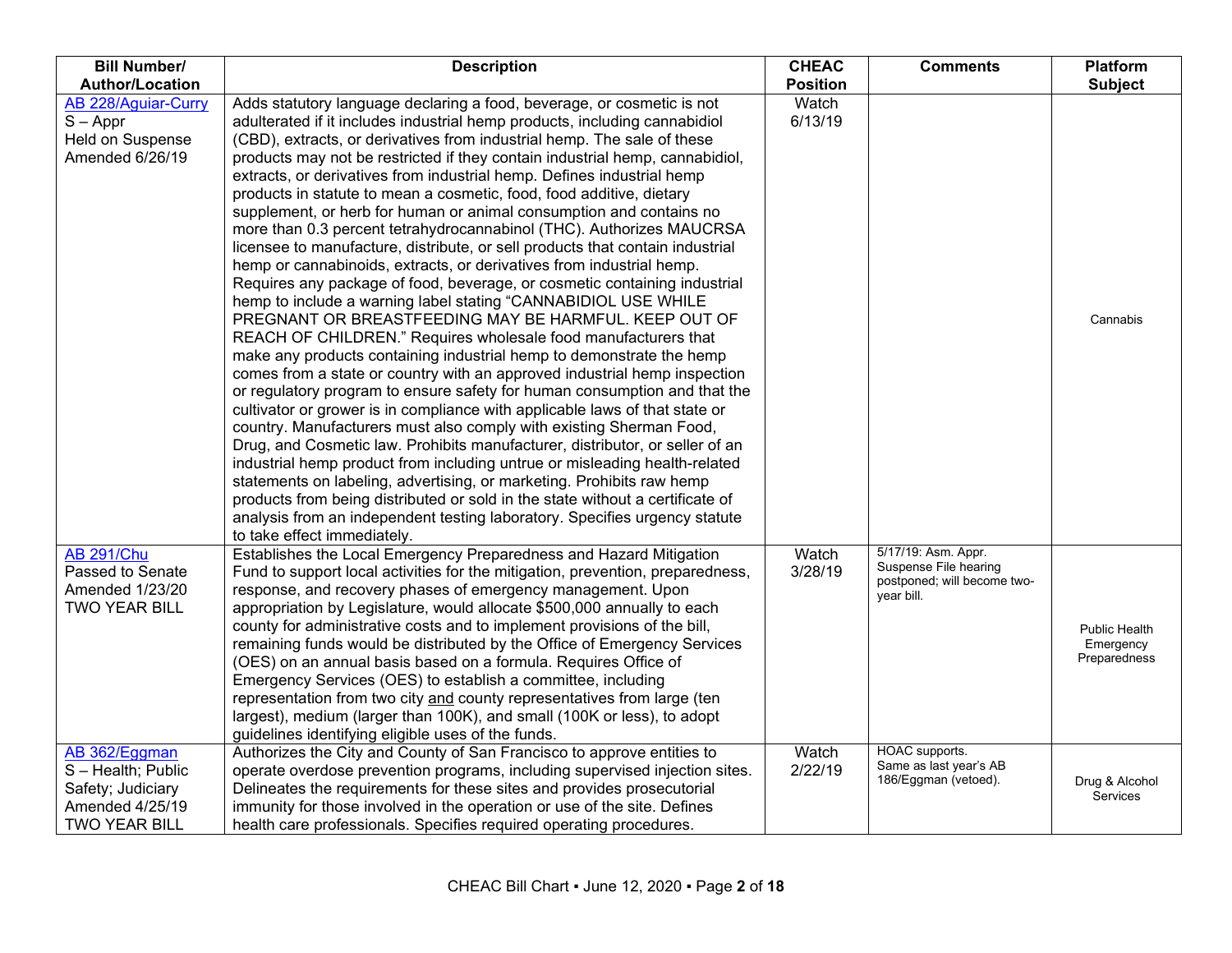| Bill Number/ Author/Location | Description | CHEAC Position | Comments | Platform Subject |
|---|---|---|---|---|
| AB 228/Aguiar-Curry<br>S – Appr<br>Held on Suspense<br>Amended 6/26/19 | Adds statutory language declaring a food, beverage, or cosmetic is not adulterated if it includes industrial hemp products, including cannabidiol (CBD), extracts, or derivatives from industrial hemp. The sale of these products may not be restricted if they contain industrial hemp, cannabidiol, extracts, or derivatives from industrial hemp. Defines industrial hemp products in statute to mean a cosmetic, food, food additive, dietary supplement, or herb for human or animal consumption and contains no more than 0.3 percent tetrahydrocannabinol (THC). Authorizes MAUCRSA licensee to manufacture, distribute, or sell products that contain industrial hemp or cannabinoids, extracts, or derivatives from industrial hemp. Requires any package of food, beverage, or cosmetic containing industrial hemp to include a warning label stating "CANNABIDIOL USE WHILE PREGNANT OR BREASTFEEDING MAY BE HARMFUL. KEEP OUT OF REACH OF CHILDREN." Requires wholesale food manufacturers that make any products containing industrial hemp to demonstrate the hemp comes from a state or country with an approved industrial hemp inspection or regulatory program to ensure safety for human consumption and that the cultivator or grower is in compliance with applicable laws of that state or country. Manufacturers must also comply with existing Sherman Food, Drug, and Cosmetic law. Prohibits manufacturer, distributor, or seller of an industrial hemp product from including untrue or misleading health-related statements on labeling, advertising, or marketing. Prohibits raw hemp products from being distributed or sold in the state without a certificate of analysis from an independent testing laboratory. Specifies urgency statute to take effect immediately. | Watch<br>6/13/19 | | Cannabis |
| AB 291/Chu<br>Passed to Senate<br>Amended 1/23/20<br>TWO YEAR BILL | Establishes the Local Emergency Preparedness and Hazard Mitigation Fund to support local activities for the mitigation, prevention, preparedness, response, and recovery phases of emergency management. Upon appropriation by Legislature, would allocate $500,000 annually to each county for administrative costs and to implement provisions of the bill, remaining funds would be distributed by the Office of Emergency Services (OES) on an annual basis based on a formula. Requires Office of Emergency Services (OES) to establish a committee, including representation from two city and county representatives from large (ten largest), medium (larger than 100K), and small (100K or less), to adopt guidelines identifying eligible uses of the funds. | Watch<br>3/28/19 | 5/17/19: Asm. Appr. Suspense File hearing postponed; will become two-year bill. | Public Health Emergency Preparedness |
| AB 362/Eggman<br>S – Health; Public Safety; Judiciary<br>Amended 4/25/19<br>TWO YEAR BILL | Authorizes the City and County of San Francisco to approve entities to operate overdose prevention programs, including supervised injection sites. Delineates the requirements for these sites and provides prosecutorial immunity for those involved in the operation or use of the site. Defines health care professionals. Specifies required operating procedures. | Watch<br>2/22/19 | HOAC supports.<br>Same as last year's AB 186/Eggman (vetoed). | Drug & Alcohol Services |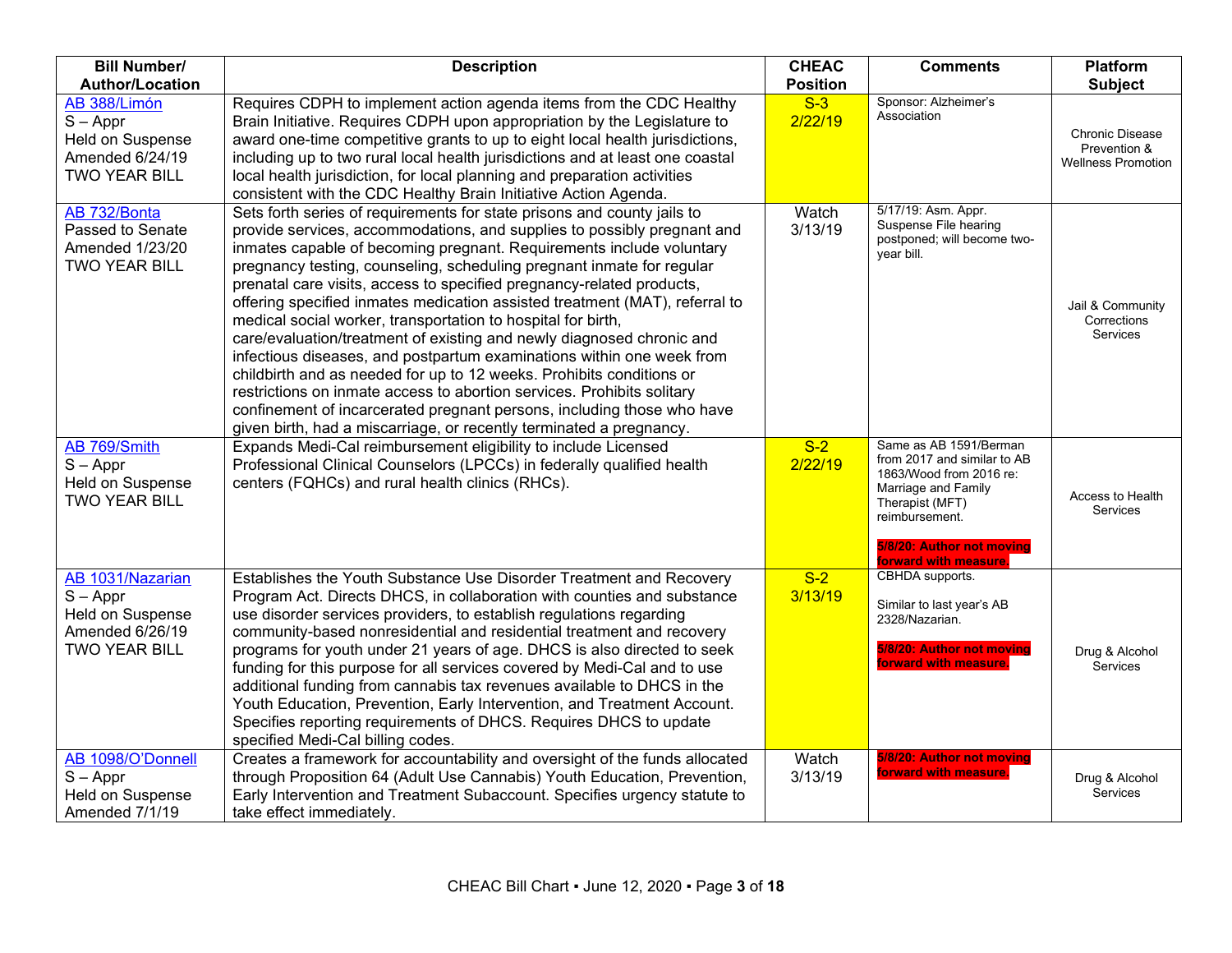| Bill Number/ Author/Location | Description | CHEAC Position | Comments | Platform Subject |
|---|---|---|---|---|
| AB 388/Limón<br>S – Appr<br>Held on Suspense<br>Amended 6/24/19<br>TWO YEAR BILL | Requires CDPH to implement action agenda items from the CDC Healthy Brain Initiative. Requires CDPH upon appropriation by the Legislature to award one-time competitive grants to up to eight local health jurisdictions, including up to two rural local health jurisdictions and at least one coastal local health jurisdiction, for local planning and preparation activities consistent with the CDC Healthy Brain Initiative Action Agenda. | S-3<br>2/22/19 | Sponsor: Alzheimer's Association | Chronic Disease Prevention & Wellness Promotion |
| AB 732/Bonta<br>Passed to Senate<br>Amended 1/23/20<br>TWO YEAR BILL | Sets forth series of requirements for state prisons and county jails to provide services, accommodations, and supplies to possibly pregnant and inmates capable of becoming pregnant. Requirements include voluntary pregnancy testing, counseling, scheduling pregnant inmate for regular prenatal care visits, access to specified pregnancy-related products, offering specified inmates medication assisted treatment (MAT), referral to medical social worker, transportation to hospital for birth, care/evaluation/treatment of existing and newly diagnosed chronic and infectious diseases, and postpartum examinations within one week from childbirth and as needed for up to 12 weeks. Prohibits conditions or restrictions on inmate access to abortion services. Prohibits solitary confinement of incarcerated pregnant persons, including those who have given birth, had a miscarriage, or recently terminated a pregnancy. | Watch<br>3/13/19 | 5/17/19: Asm. Appr. Suspense File hearing postponed; will become two-year bill. | Jail & Community Corrections Services |
| AB 769/Smith<br>S – Appr<br>Held on Suspense<br>TWO YEAR BILL | Expands Medi-Cal reimbursement eligibility to include Licensed Professional Clinical Counselors (LPCCs) in federally qualified health centers (FQHCs) and rural health clinics (RHCs). | S-2<br>2/22/19 | Same as AB 1591/Berman from 2017 and similar to AB 1863/Wood from 2016 re: Marriage and Family Therapist (MFT) reimbursement.<br><br>**5/8/20: Author not moving forward with measure.** | Access to Health Services |
| AB 1031/Nazarian<br>S – Appr<br>Held on Suspense<br>Amended 6/26/19<br>TWO YEAR BILL | Establishes the Youth Substance Use Disorder Treatment and Recovery Program Act. Directs DHCS, in collaboration with counties and substance use disorder services providers, to establish regulations regarding community-based nonresidential and residential treatment and recovery programs for youth under 21 years of age. DHCS is also directed to seek funding for this purpose for all services covered by Medi-Cal and to use additional funding from cannabis tax revenues available to DHCS in the Youth Education, Prevention, Early Intervention, and Treatment Account. Specifies reporting requirements of DHCS. Requires DHCS to update specified Medi-Cal billing codes. | S-2<br>3/13/19 | CBHDA supports.<br><br>Similar to last year's AB 2328/Nazarian.<br><br>**5/8/20: Author not moving forward with measure.** | Drug & Alcohol Services |
| AB 1098/O'Donnell<br>S – Appr<br>Held on Suspense<br>Amended 7/1/19 | Creates a framework for accountability and oversight of the funds allocated through Proposition 64 (Adult Use Cannabis) Youth Education, Prevention, Early Intervention and Treatment Subaccount. Specifies urgency statute to take effect immediately. | Watch<br>3/13/19 | **5/8/20: Author not moving forward with measure.** | Drug & Alcohol Services |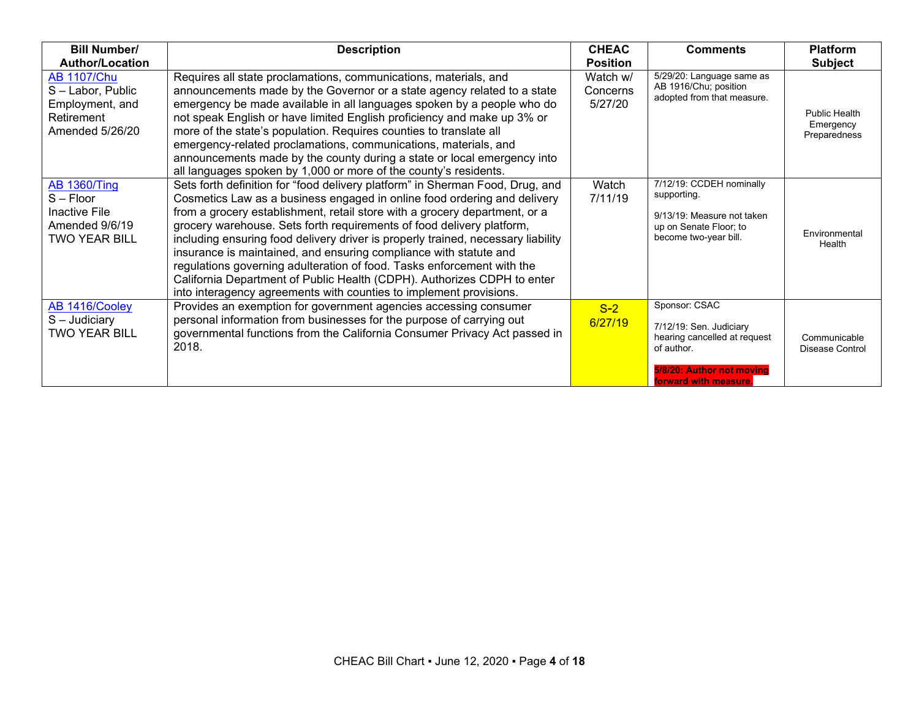| Bill Number/ Author/Location | Description | CHEAC Position | Comments | Platform Subject |
|---|---|---|---|---|
| AB 1107/Chu<br>S – Labor, Public Employment, and Retirement<br>Amended 5/26/20 | Requires all state proclamations, communications, materials, and announcements made by the Governor or a state agency related to a state emergency be made available in all languages spoken by a people who do not speak English or have limited English proficiency and make up 3% or more of the state's population. Requires counties to translate all emergency-related proclamations, communications, materials, and announcements made by the county during a state or local emergency into all languages spoken by 1,000 or more of the county's residents. | Watch w/ Concerns<br>5/27/20 | 5/29/20: Language same as AB 1916/Chu; position adopted from that measure. | Public Health Emergency Preparedness |
| AB 1360/Ting<br>S – Floor<br>Inactive File<br>Amended 9/6/19<br>TWO YEAR BILL | Sets forth definition for "food delivery platform" in Sherman Food, Drug, and Cosmetics Law as a business engaged in online food ordering and delivery from a grocery establishment, retail store with a grocery department, or a grocery warehouse. Sets forth requirements of food delivery platform, including ensuring food delivery driver is properly trained, necessary liability insurance is maintained, and ensuring compliance with statute and regulations governing adulteration of food. Tasks enforcement with the California Department of Public Health (CDPH). Authorizes CDPH to enter into interagency agreements with counties to implement provisions. | Watch<br>7/11/19 | 7/12/19: CCDEH nominally supporting.<br><br>9/13/19: Measure not taken up on Senate Floor; to become two-year bill. | Environmental Health |
| AB 1416/Cooley<br>S – Judiciary<br>TWO YEAR BILL | Provides an exemption for government agencies accessing consumer personal information from businesses for the purpose of carrying out governmental functions from the California Consumer Privacy Act passed in 2018. | S-2<br>6/27/19 | Sponsor: CSAC<br><br>7/12/19: Sen. Judiciary hearing cancelled at request of author.<br><br>**5/8/20: Author not moving forward with measure.** | Communicable Disease Control |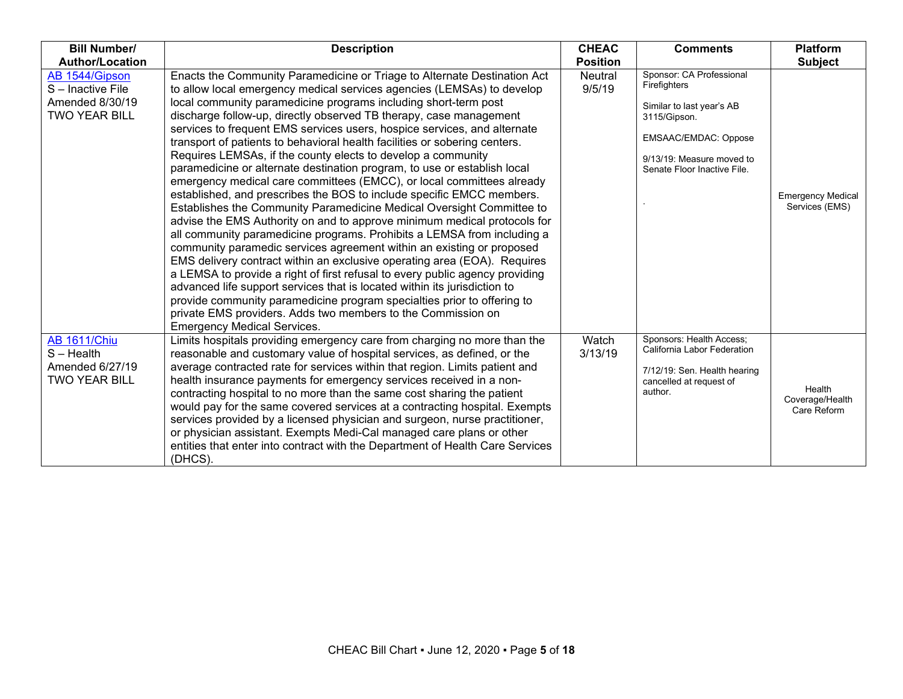| Bill Number/ Author/Location | Description | CHEAC Position | Comments | Platform Subject |
|---|---|---|---|---|
| AB 1544/Gipson<br>S – Inactive File<br>Amended 8/30/19<br>TWO YEAR BILL | Enacts the Community Paramedicine or Triage to Alternate Destination Act to allow local emergency medical services agencies (LEMSAs) to develop local community paramedicine programs including short-term post discharge follow-up, directly observed TB therapy, case management services to frequent EMS services users, hospice services, and alternate transport of patients to behavioral health facilities or sobering centers. Requires LEMSAs, if the county elects to develop a community paramedicine or alternate destination program, to use or establish local emergency medical care committees (EMCC), or local committees already established, and prescribes the BOS to include specific EMCC members. Establishes the Community Paramedicine Medical Oversight Committee to advise the EMS Authority on and to approve minimum medical protocols for all community paramedicine programs. Prohibits a LEMSA from including a community paramedic services agreement within an existing or proposed EMS delivery contract within an exclusive operating area (EOA). Requires a LEMSA to provide a right of first refusal to every public agency providing advanced life support services that is located within its jurisdiction to provide community paramedicine program specialties prior to offering to private EMS providers. Adds two members to the Commission on Emergency Medical Services. | Neutral<br>9/5/19 | Sponsor: CA Professional Firefighters<br><br>Similar to last year's AB 3115/Gipson.<br><br>EMSAAC/EMDAC: Oppose<br><br>9/13/19: Measure moved to Senate Floor Inactive File.<br><br>. | Emergency Medical Services (EMS) |
| AB 1611/Chiu<br>S – Health<br>Amended 6/27/19<br>TWO YEAR BILL | Limits hospitals providing emergency care from charging no more than the reasonable and customary value of hospital services, as defined, or the average contracted rate for services within that region. Limits patient and health insurance payments for emergency services received in a non-contracting hospital to no more than the same cost sharing the patient would pay for the same covered services at a contracting hospital. Exempts services provided by a licensed physician and surgeon, nurse practitioner, or physician assistant. Exempts Medi-Cal managed care plans or other entities that enter into contract with the Department of Health Care Services (DHCS). | Watch<br>3/13/19 | Sponsors: Health Access; California Labor Federation<br><br>7/12/19: Sen. Health hearing cancelled at request of author. | Health Coverage/Health Care Reform |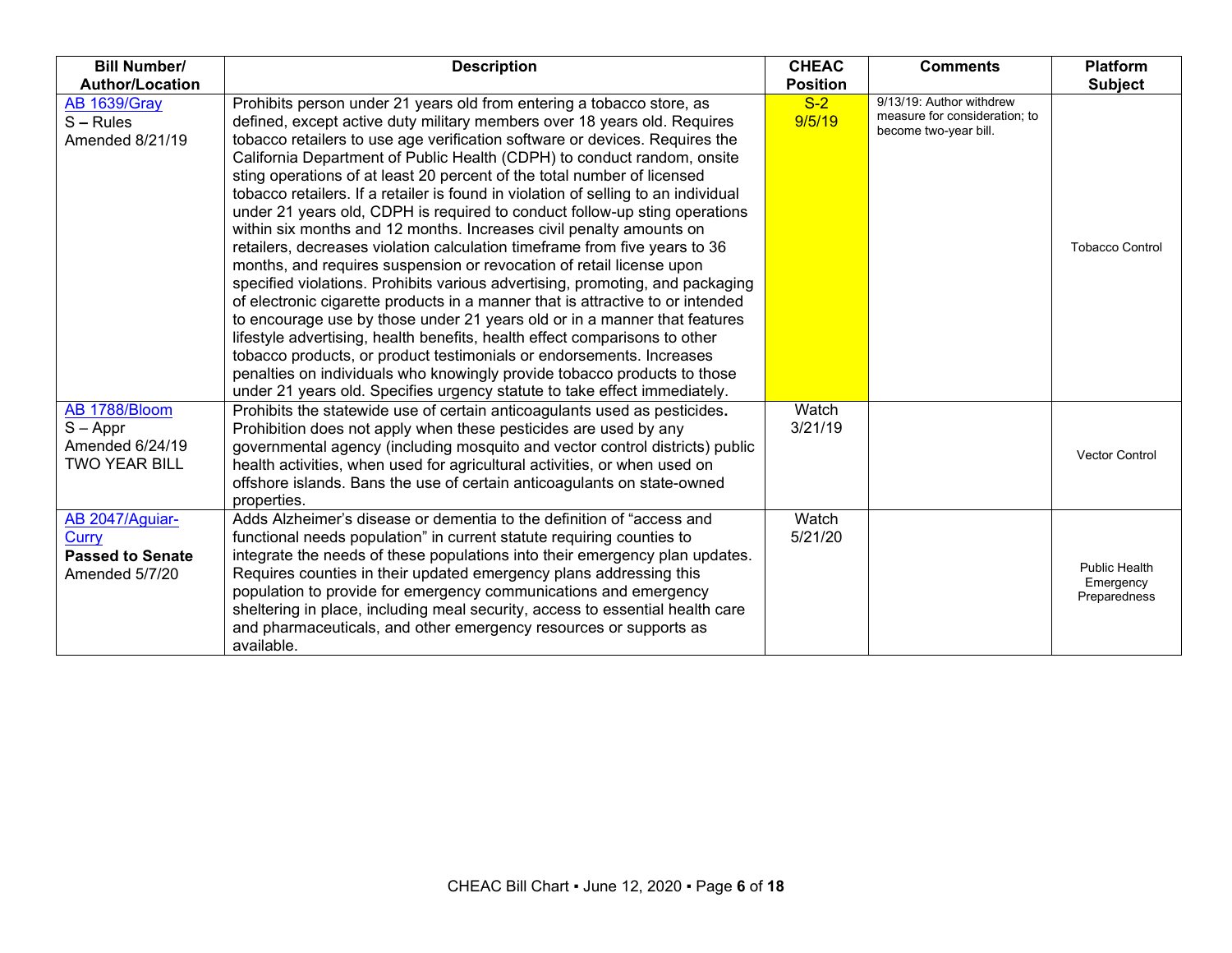| Bill Number/ Author/Location | Description | CHEAC Position | Comments | Platform Subject |
|---|---|---|---|---|
| AB 1639/Gray<br>S – Rules<br>Amended 8/21/19 | Prohibits person under 21 years old from entering a tobacco store, as defined, except active duty military members over 18 years old. Requires tobacco retailers to use age verification software or devices. Requires the California Department of Public Health (CDPH) to conduct random, onsite sting operations of at least 20 percent of the total number of licensed tobacco retailers. If a retailer is found in violation of selling to an individual under 21 years old, CDPH is required to conduct follow-up sting operations within six months and 12 months. Increases civil penalty amounts on retailers, decreases violation calculation timeframe from five years to 36 months, and requires suspension or revocation of retail license upon specified violations. Prohibits various advertising, promoting, and packaging of electronic cigarette products in a manner that is attractive to or intended to encourage use by those under 21 years old or in a manner that features lifestyle advertising, health benefits, health effect comparisons to other tobacco products, or product testimonials or endorsements. Increases penalties on individuals who knowingly provide tobacco products to those under 21 years old. Specifies urgency statute to take effect immediately. | S-2<br>9/5/19 | 9/13/19: Author withdrew measure for consideration; to become two-year bill. | Tobacco Control |
| AB 1788/Bloom<br>S – Appr<br>Amended 6/24/19<br>TWO YEAR BILL | Prohibits the statewide use of certain anticoagulants used as pesticides**.** Prohibition does not apply when these pesticides are used by any governmental agency (including mosquito and vector control districts) public health activities, when used for agricultural activities, or when used on offshore islands. Bans the use of certain anticoagulants on state-owned properties. | Watch<br>3/21/19 | | Vector Control |
| AB 2047/Aguiar-Curry<br>**Passed to Senate**<br>Amended 5/7/20 | Adds Alzheimer's disease or dementia to the definition of "access and functional needs population" in current statute requiring counties to integrate the needs of these populations into their emergency plan updates. Requires counties in their updated emergency plans addressing this population to provide for emergency communications and emergency sheltering in place, including meal security, access to essential health care and pharmaceuticals, and other emergency resources or supports as available. | Watch<br>5/21/20 | | Public Health Emergency Preparedness |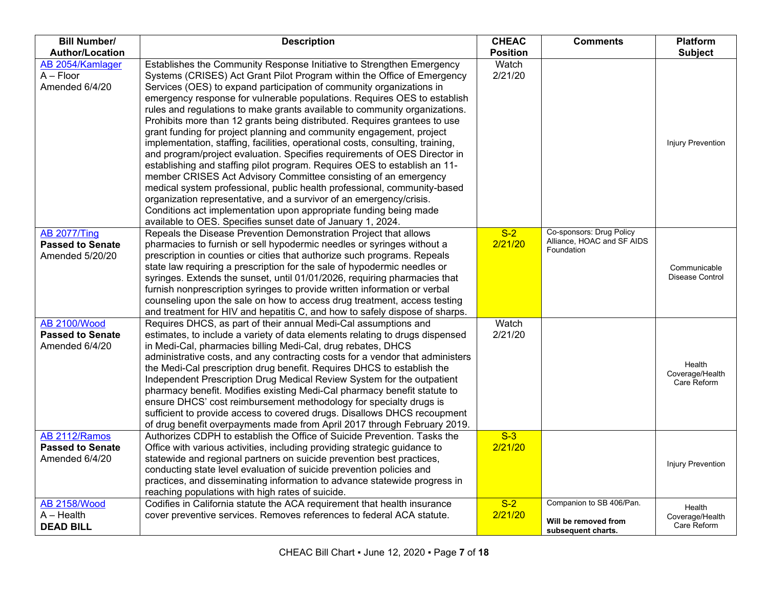| Bill Number/ Author/Location | Description | CHEAC Position | Comments | Platform Subject |
|---|---|---|---|---|
| AB 2054/Kamlager<br>A – Floor<br>Amended 6/4/20 | Establishes the Community Response Initiative to Strengthen Emergency Systems (CRISES) Act Grant Pilot Program within the Office of Emergency Services (OES) to expand participation of community organizations in emergency response for vulnerable populations. Requires OES to establish rules and regulations to make grants available to community organizations. Prohibits more than 12 grants being distributed. Requires grantees to use grant funding for project planning and community engagement, project implementation, staffing, facilities, operational costs, consulting, training, and program/project evaluation. Specifies requirements of OES Director in establishing and staffing pilot program. Requires OES to establish an 11-member CRISES Act Advisory Committee consisting of an emergency medical system professional, public health professional, community-based organization representative, and a survivor of an emergency/crisis. Conditions act implementation upon appropriate funding being made available to OES. Specifies sunset date of January 1, 2024. | Watch<br>2/21/20 | | Injury Prevention |
| AB 2077/Ting<br>**Passed to Senate**<br>Amended 5/20/20 | Repeals the Disease Prevention Demonstration Project that allows pharmacies to furnish or sell hypodermic needles or syringes without a prescription in counties or cities that authorize such programs. Repeals state law requiring a prescription for the sale of hypodermic needles or syringes. Extends the sunset, until 01/01/2026, requiring pharmacies that furnish nonprescription syringes to provide written information or verbal counseling upon the sale on how to access drug treatment, access testing and treatment for HIV and hepatitis C, and how to safely dispose of sharps. | S-2<br>2/21/20 | Co-sponsors: Drug Policy Alliance, HOAC and SF AIDS Foundation | Communicable Disease Control |
| AB 2100/Wood<br>**Passed to Senate**<br>Amended 6/4/20 | Requires DHCS, as part of their annual Medi-Cal assumptions and estimates, to include a variety of data elements relating to drugs dispensed in Medi-Cal, pharmacies billing Medi-Cal, drug rebates, DHCS administrative costs, and any contracting costs for a vendor that administers the Medi-Cal prescription drug benefit. Requires DHCS to establish the Independent Prescription Drug Medical Review System for the outpatient pharmacy benefit. Modifies existing Medi-Cal pharmacy benefit statute to ensure DHCS' cost reimbursement methodology for specialty drugs is sufficient to provide access to covered drugs. Disallows DHCS recoupment of drug benefit overpayments made from April 2017 through February 2019. | Watch<br>2/21/20 | | Health Coverage/Health Care Reform |
| AB 2112/Ramos<br>**Passed to Senate**<br>Amended 6/4/20 | Authorizes CDPH to establish the Office of Suicide Prevention. Tasks the Office with various activities, including providing strategic guidance to statewide and regional partners on suicide prevention best practices, conducting state level evaluation of suicide prevention policies and practices, and disseminating information to advance statewide progress in reaching populations with high rates of suicide. | S-3<br>2/21/20 | | Injury Prevention |
| AB 2158/Wood<br>A – Health<br>**DEAD BILL** | Codifies in California statute the ACA requirement that health insurance cover preventive services. Removes references to federal ACA statute. | S-2<br>2/21/20 | Companion to SB 406/Pan.<br><br>**Will be removed from subsequent charts.** | Health Coverage/Health Care Reform |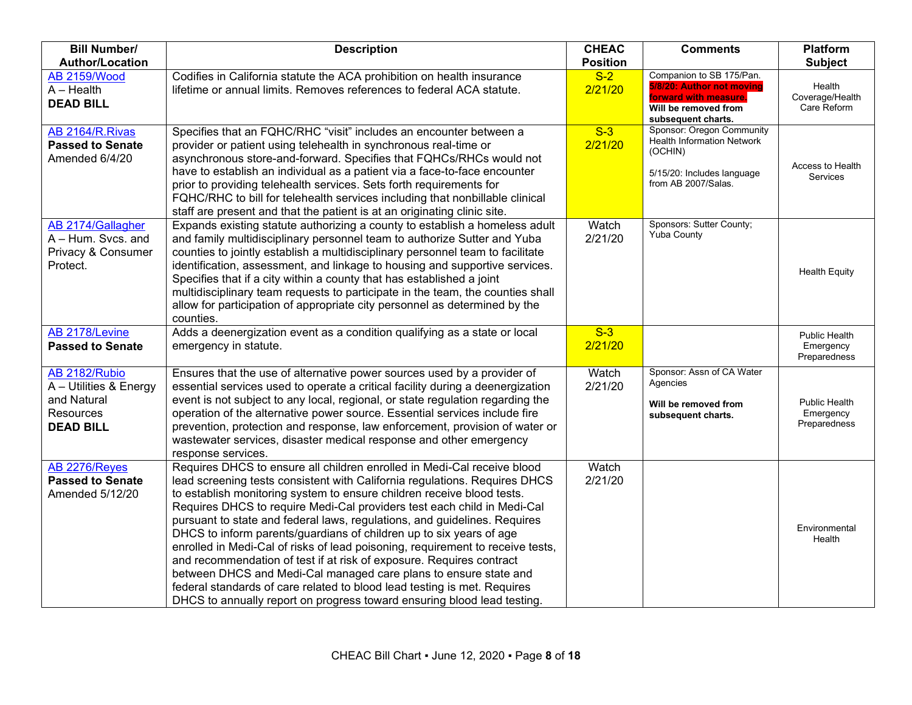| Bill Number/ Author/Location | Description | CHEAC Position | Comments | Platform Subject |
|---|---|---|---|---|
| AB 2159/Wood<br>A – Health<br>**DEAD BILL** | Codifies in California statute the ACA prohibition on health insurance lifetime or annual limits. Removes references to federal ACA statute. | S-2<br>2/21/20 | Companion to SB 175/Pan.<br>**5/8/20: Author not moving forward with measure.**<br>**Will be removed from subsequent charts.** | Health Coverage/Health Care Reform |
| AB 2164/R.Rivas<br>**Passed to Senate**<br>Amended 6/4/20 | Specifies that an FQHC/RHC "visit" includes an encounter between a provider or patient using telehealth in synchronous real-time or asynchronous store-and-forward. Specifies that FQHCs/RHCs would not have to establish an individual as a patient via a face-to-face encounter prior to providing telehealth services. Sets forth requirements for FQHC/RHC to bill for telehealth services including that nonbillable clinical staff are present and that the patient is at an originating clinic site. | S-3<br>2/21/20 | Sponsor: Oregon Community Health Information Network (OCHIN)<br><br>5/15/20: Includes language from AB 2007/Salas. | Access to Health Services |
| AB 2174/Gallagher<br>A – Hum. Svcs. and Privacy & Consumer Protect. | Expands existing statute authorizing a county to establish a homeless adult and family multidisciplinary personnel team to authorize Sutter and Yuba counties to jointly establish a multidisciplinary personnel team to facilitate identification, assessment, and linkage to housing and supportive services. Specifies that if a city within a county that has established a joint multidisciplinary team requests to participate in the team, the counties shall allow for participation of appropriate city personnel as determined by the counties. | Watch<br>2/21/20 | Sponsors: Sutter County; Yuba County | Health Equity |
| AB 2178/Levine<br>**Passed to Senate** | Adds a deenergization event as a condition qualifying as a state or local emergency in statute. | S-3<br>2/21/20 | | Public Health Emergency Preparedness |
| AB 2182/Rubio<br>A – Utilities & Energy and Natural Resources<br>**DEAD BILL** | Ensures that the use of alternative power sources used by a provider of essential services used to operate a critical facility during a deenergization event is not subject to any local, regional, or state regulation regarding the operation of the alternative power source. Essential services include fire prevention, protection and response, law enforcement, provision of water or wastewater services, disaster medical response and other emergency response services. | Watch<br>2/21/20 | Sponsor: Assn of CA Water Agencies<br><br>**Will be removed from subsequent charts.** | Public Health Emergency Preparedness |
| AB 2276/Reyes<br>**Passed to Senate**<br>Amended 5/12/20 | Requires DHCS to ensure all children enrolled in Medi-Cal receive blood lead screening tests consistent with California regulations. Requires DHCS to establish monitoring system to ensure children receive blood tests. Requires DHCS to require Medi-Cal providers test each child in Medi-Cal pursuant to state and federal laws, regulations, and guidelines. Requires DHCS to inform parents/guardians of children up to six years of age enrolled in Medi-Cal of risks of lead poisoning, requirement to receive tests, and recommendation of test if at risk of exposure. Requires contract between DHCS and Medi-Cal managed care plans to ensure state and federal standards of care related to blood lead testing is met. Requires DHCS to annually report on progress toward ensuring blood lead testing. | Watch<br>2/21/20 | | Environmental Health |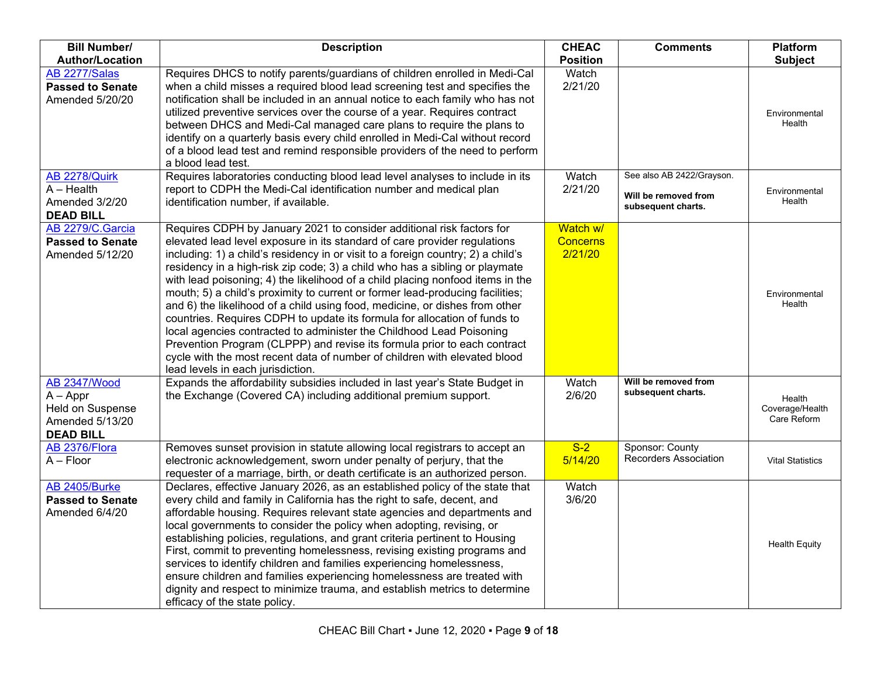| Bill Number/ Author/Location | Description | CHEAC Position | Comments | Platform Subject |
|---|---|---|---|---|
| AB 2277/Salas<br>**Passed to Senate**<br>Amended 5/20/20 | Requires DHCS to notify parents/guardians of children enrolled in Medi-Cal when a child misses a required blood lead screening test and specifies the notification shall be included in an annual notice to each family who has not utilized preventive services over the course of a year. Requires contract between DHCS and Medi-Cal managed care plans to require the plans to identify on a quarterly basis every child enrolled in Medi-Cal without record of a blood lead test and remind responsible providers of the need to perform a blood lead test. | Watch 2/21/20 | | Environmental Health |
| AB 2278/Quirk<br>A – Health<br>Amended 3/2/20<br>**DEAD BILL** | Requires laboratories conducting blood lead level analyses to include in its report to CDPH the Medi-Cal identification number and medical plan identification number, if available. | Watch 2/21/20 | See also AB 2422/Grayson.<br><br>**Will be removed from subsequent charts.** | Environmental Health |
| AB 2279/C.Garcia<br>**Passed to Senate**<br>Amended 5/12/20 | Requires CDPH by January 2021 to consider additional risk factors for elevated lead level exposure in its standard of care provider regulations including: 1) a child's residency in or visit to a foreign country; 2) a child's residency in a high-risk zip code; 3) a child who has a sibling or playmate with lead poisoning; 4) the likelihood of a child placing nonfood items in the mouth; 5) a child's proximity to current or former lead-producing facilities; and 6) the likelihood of a child using food, medicine, or dishes from other countries. Requires CDPH to update its formula for allocation of funds to local agencies contracted to administer the Childhood Lead Poisoning Prevention Program (CLPPP) and revise its formula prior to each contract cycle with the most recent data of number of children with elevated blood lead levels in each jurisdiction. | Watch w/ Concerns 2/21/20 | | Environmental Health |
| AB 2347/Wood<br>A – Appr<br>Held on Suspense<br>Amended 5/13/20<br>**DEAD BILL** | Expands the affordability subsidies included in last year's State Budget in the Exchange (Covered CA) including additional premium support. | Watch 2/6/20 | **Will be removed from subsequent charts.** | Health Coverage/Health Care Reform |
| AB 2376/Flora<br>A – Floor | Removes sunset provision in statute allowing local registrars to accept an electronic acknowledgement, sworn under penalty of perjury, that the requester of a marriage, birth, or death certificate is an authorized person. | S-2 5/14/20 | Sponsor: County Recorders Association | Vital Statistics |
| AB 2405/Burke<br>**Passed to Senate**<br>Amended 6/4/20 | Declares, effective January 2026, as an established policy of the state that every child and family in California has the right to safe, decent, and affordable housing. Requires relevant state agencies and departments and local governments to consider the policy when adopting, revising, or establishing policies, regulations, and grant criteria pertinent to Housing First, commit to preventing homelessness, revising existing programs and services to identify children and families experiencing homelessness, ensure children and families experiencing homelessness are treated with dignity and respect to minimize trauma, and establish metrics to determine efficacy of the state policy. | Watch 3/6/20 | | Health Equity |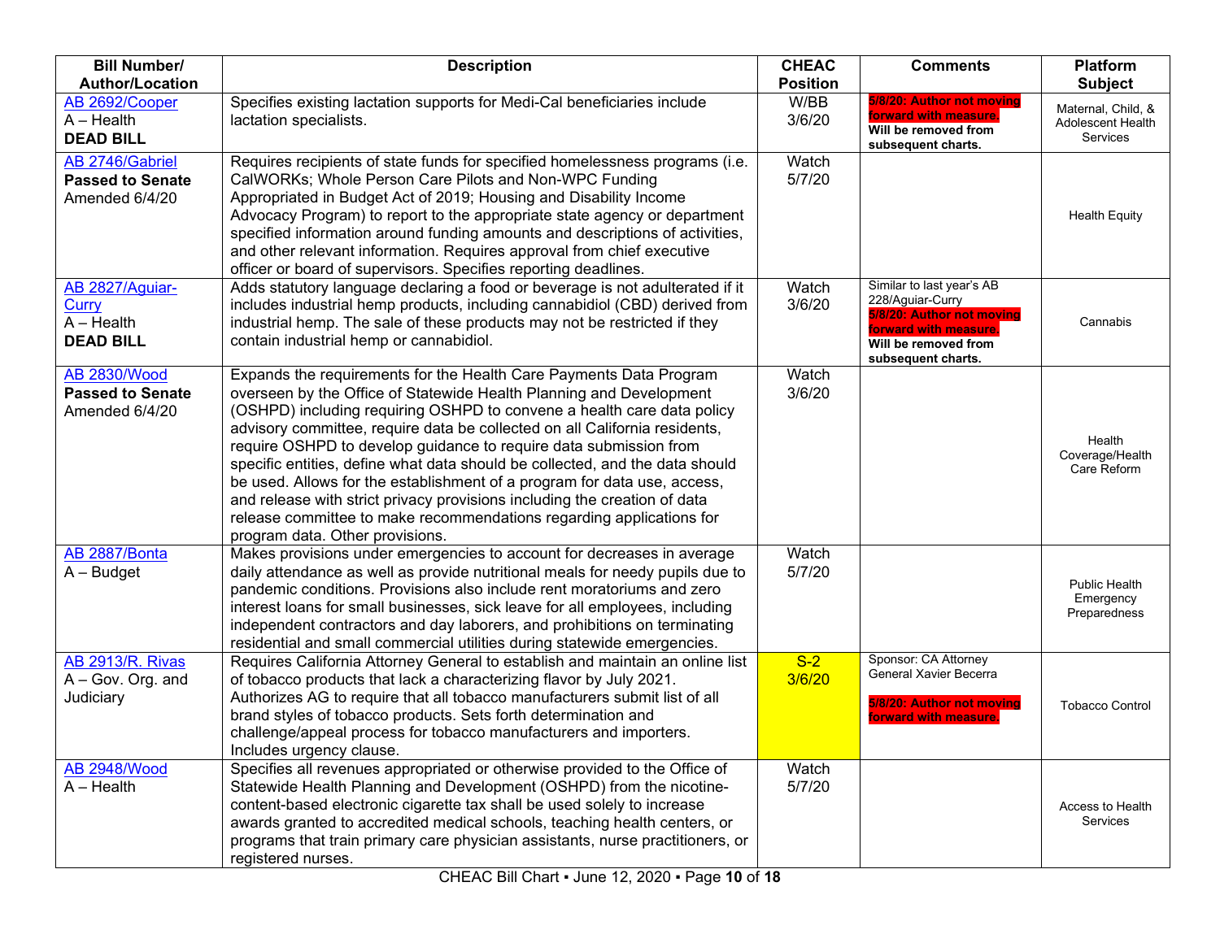| Bill Number/ Author/Location | Description | CHEAC Position | Comments | Platform Subject |
|---|---|---|---|---|
| AB 2692/Cooper<br>A – Health<br>**DEAD BILL** | Specifies existing lactation supports for Medi-Cal beneficiaries include lactation specialists. | W/BB<br>3/6/20 | **5/8/20: Author not moving forward with measure.**<br>**Will be removed from subsequent charts.** | Maternal, Child, & Adolescent Health Services |
| AB 2746/Gabriel<br>**Passed to Senate**<br>Amended 6/4/20 | Requires recipients of state funds for specified homelessness programs (i.e. CalWORKs; Whole Person Care Pilots and Non-WPC Funding Appropriated in Budget Act of 2019; Housing and Disability Income Advocacy Program) to report to the appropriate state agency or department specified information around funding amounts and descriptions of activities, and other relevant information. Requires approval from chief executive officer or board of supervisors. Specifies reporting deadlines. | Watch<br>5/7/20 | | Health Equity |
| AB 2827/Aguiar-Curry<br>A – Health<br>**DEAD BILL** | Adds statutory language declaring a food or beverage is not adulterated if it includes industrial hemp products, including cannabidiol (CBD) derived from industrial hemp. The sale of these products may not be restricted if they contain industrial hemp or cannabidiol. | Watch<br>3/6/20 | Similar to last year's AB 228/Aguiar-Curry<br>**5/8/20: Author not moving forward with measure.**<br>**Will be removed from subsequent charts.** | Cannabis |
| AB 2830/Wood<br>**Passed to Senate**<br>Amended 6/4/20 | Expands the requirements for the Health Care Payments Data Program overseen by the Office of Statewide Health Planning and Development (OSHPD) including requiring OSHPD to convene a health care data policy advisory committee, require data be collected on all California residents, require OSHPD to develop guidance to require data submission from specific entities, define what data should be collected, and the data should be used. Allows for the establishment of a program for data use, access, and release with strict privacy provisions including the creation of data release committee to make recommendations regarding applications for program data. Other provisions. | Watch<br>3/6/20 | | Health Coverage/Health Care Reform |
| AB 2887/Bonta<br>A – Budget | Makes provisions under emergencies to account for decreases in average daily attendance as well as provide nutritional meals for needy pupils due to pandemic conditions. Provisions also include rent moratoriums and zero interest loans for small businesses, sick leave for all employees, including independent contractors and day laborers, and prohibitions on terminating residential and small commercial utilities during statewide emergencies. | Watch<br>5/7/20 | | Public Health Emergency Preparedness |
| AB 2913/R. Rivas<br>A – Gov. Org. and Judiciary | Requires California Attorney General to establish and maintain an online list of tobacco products that lack a characterizing flavor by July 2021. Authorizes AG to require that all tobacco manufacturers submit list of all brand styles of tobacco products. Sets forth determination and challenge/appeal process for tobacco manufacturers and importers. Includes urgency clause. | S-2<br>3/6/20 | Sponsor: CA Attorney General Xavier Becerra<br>**5/8/20: Author not moving forward with measure.** | Tobacco Control |
| AB 2948/Wood<br>A – Health | Specifies all revenues appropriated or otherwise provided to the Office of Statewide Health Planning and Development (OSHPD) from the nicotine-content-based electronic cigarette tax shall be used solely to increase awards granted to accredited medical schools, teaching health centers, or programs that train primary care physician assistants, nurse practitioners, or registered nurses. | Watch<br>5/7/20 | | Access to Health Services |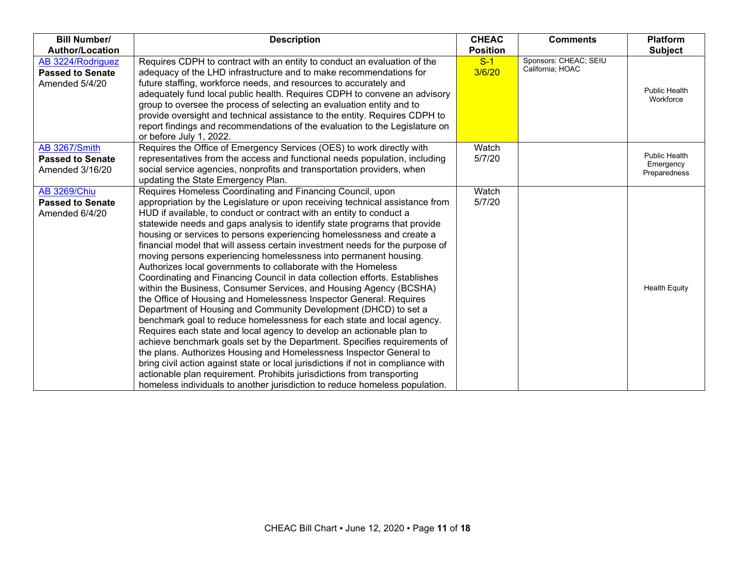| Bill Number/ Author/Location | Description | CHEAC Position | Comments | Platform Subject |
|---|---|---|---|---|
| AB 3224/Rodriguez **Passed to Senate** Amended 5/4/20 | Requires CDPH to contract with an entity to conduct an evaluation of the adequacy of the LHD infrastructure and to make recommendations for future staffing, workforce needs, and resources to accurately and adequately fund local public health. Requires CDPH to convene an advisory group to oversee the process of selecting an evaluation entity and to provide oversight and technical assistance to the entity. Requires CDPH to report findings and recommendations of the evaluation to the Legislature on or before July 1, 2022. | S-1 3/6/20 | Sponsors: CHEAC; SEIU California; HOAC | Public Health Workforce |
| AB 3267/Smith **Passed to Senate** Amended 3/16/20 | Requires the Office of Emergency Services (OES) to work directly with representatives from the access and functional needs population, including social service agencies, nonprofits and transportation providers, when updating the State Emergency Plan. | Watch 5/7/20 | | Public Health Emergency Preparedness |
| AB 3269/Chiu **Passed to Senate** Amended 6/4/20 | Requires Homeless Coordinating and Financing Council, upon appropriation by the Legislature or upon receiving technical assistance from HUD if available, to conduct or contract with an entity to conduct a statewide needs and gaps analysis to identify state programs that provide housing or services to persons experiencing homelessness and create a financial model that will assess certain investment needs for the purpose of moving persons experiencing homelessness into permanent housing. Authorizes local governments to collaborate with the Homeless Coordinating and Financing Council in data collection efforts. Establishes within the Business, Consumer Services, and Housing Agency (BCSHA) the Office of Housing and Homelessness Inspector General. Requires Department of Housing and Community Development (DHCD) to set a benchmark goal to reduce homelessness for each state and local agency. Requires each state and local agency to develop an actionable plan to achieve benchmark goals set by the Department. Specifies requirements of the plans. Authorizes Housing and Homelessness Inspector General to bring civil action against state or local jurisdictions if not in compliance with actionable plan requirement. Prohibits jurisdictions from transporting homeless individuals to another jurisdiction to reduce homeless population. | Watch 5/7/20 | | Health Equity |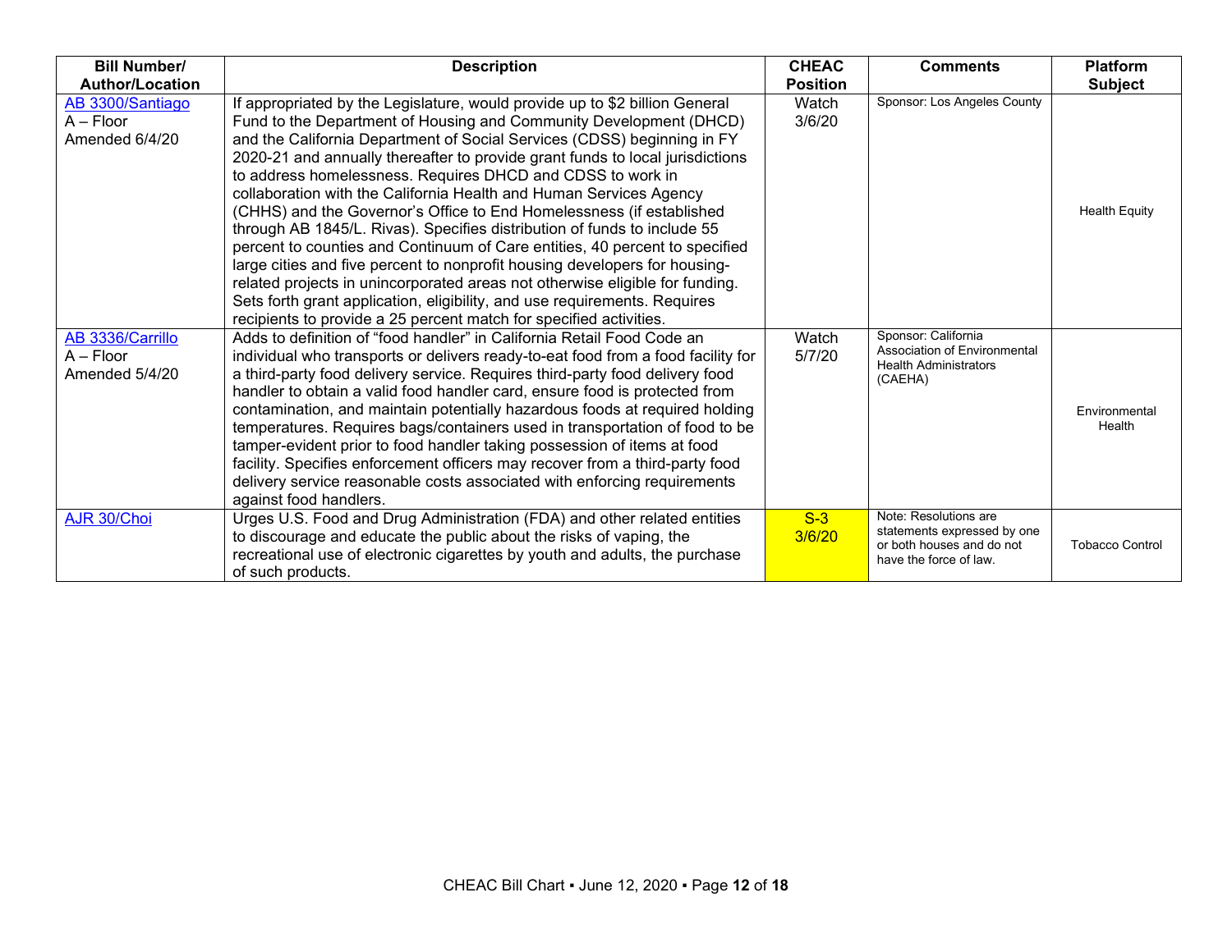| Bill Number/ Author/Location | Description | CHEAC Position | Comments | Platform Subject |
|---|---|---|---|---|
| AB 3300/Santiago<br>A – Floor<br>Amended 6/4/20 | If appropriated by the Legislature, would provide up to $2 billion General Fund to the Department of Housing and Community Development (DHCD) and the California Department of Social Services (CDSS) beginning in FY 2020-21 and annually thereafter to provide grant funds to local jurisdictions to address homelessness. Requires DHCD and CDSS to work in collaboration with the California Health and Human Services Agency (CHHS) and the Governor's Office to End Homelessness (if established through AB 1845/L. Rivas). Specifies distribution of funds to include 55 percent to counties and Continuum of Care entities, 40 percent to specified large cities and five percent to nonprofit housing developers for housing-related projects in unincorporated areas not otherwise eligible for funding. Sets forth grant application, eligibility, and use requirements. Requires recipients to provide a 25 percent match for specified activities. | Watch<br>3/6/20 | Sponsor: Los Angeles County | Health Equity |
| AB 3336/Carrillo<br>A – Floor<br>Amended 5/4/20 | Adds to definition of "food handler" in California Retail Food Code an individual who transports or delivers ready-to-eat food from a food facility for a third-party food delivery service. Requires third-party food delivery food handler to obtain a valid food handler card, ensure food is protected from contamination, and maintain potentially hazardous foods at required holding temperatures. Requires bags/containers used in transportation of food to be tamper-evident prior to food handler taking possession of items at food facility. Specifies enforcement officers may recover from a third-party food delivery service reasonable costs associated with enforcing requirements against food handlers. | Watch<br>5/7/20 | Sponsor: California Association of Environmental Health Administrators (CAEHA) | Environmental Health |
| AJR 30/Choi | Urges U.S. Food and Drug Administration (FDA) and other related entities to discourage and educate the public about the risks of vaping, the recreational use of electronic cigarettes by youth and adults, the purchase of such products. | S-3<br>3/6/20 | Note: Resolutions are statements expressed by one or both houses and do not have the force of law. | Tobacco Control |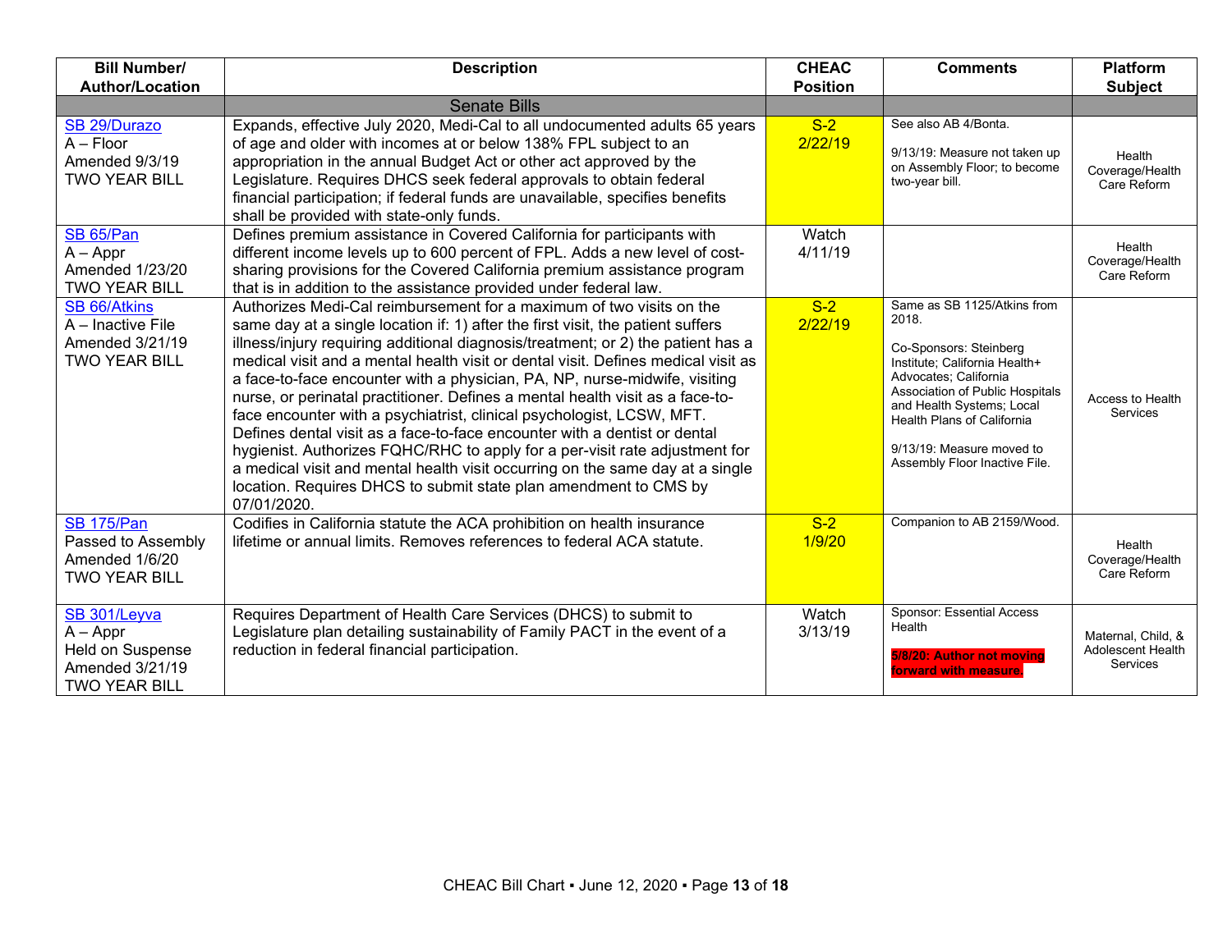| Bill Number/ Author/Location | Description | CHEAC Position | Comments | Platform Subject |
|---|---|---|---|---|
| | Senate Bills | | | |
| SB 29/Durazo<br>A – Floor<br>Amended 9/3/19<br>TWO YEAR BILL | Expands, effective July 2020, Medi-Cal to all undocumented adults 65 years of age and older with incomes at or below 138% FPL subject to an appropriation in the annual Budget Act or other act approved by the Legislature. Requires DHCS seek federal approvals to obtain federal financial participation; if federal funds are unavailable, specifies benefits shall be provided with state-only funds. | S-2<br>2/22/19 | See also AB 4/Bonta.<br><br>9/13/19: Measure not taken up on Assembly Floor; to become two-year bill. | Health Coverage/Health Care Reform |
| SB 65/Pan<br>A – Appr<br>Amended 1/23/20<br>TWO YEAR BILL | Defines premium assistance in Covered California for participants with different income levels up to 600 percent of FPL. Adds a new level of cost-sharing provisions for the Covered California premium assistance program that is in addition to the assistance provided under federal law. | Watch<br>4/11/19 | | Health Coverage/Health Care Reform |
| SB 66/Atkins<br>A – Inactive File<br>Amended 3/21/19<br>TWO YEAR BILL | Authorizes Medi-Cal reimbursement for a maximum of two visits on the same day at a single location if: 1) after the first visit, the patient suffers illness/injury requiring additional diagnosis/treatment; or 2) the patient has a medical visit and a mental health visit or dental visit. Defines medical visit as a face-to-face encounter with a physician, PA, NP, nurse-midwife, visiting nurse, or perinatal practitioner. Defines a mental health visit as a face-to-face encounter with a psychiatrist, clinical psychologist, LCSW, MFT. Defines dental visit as a face-to-face encounter with a dentist or dental hygienist. Authorizes FQHC/RHC to apply for a per-visit rate adjustment for a medical visit and mental health visit occurring on the same day at a single location. Requires DHCS to submit state plan amendment to CMS by 07/01/2020. | S-2<br>2/22/19 | Same as SB 1125/Atkins from 2018.<br><br>Co-Sponsors: Steinberg Institute; California Health+ Advocates; California Association of Public Hospitals and Health Systems; Local Health Plans of California<br><br>9/13/19: Measure moved to Assembly Floor Inactive File. | Access to Health Services |
| SB 175/Pan<br>Passed to Assembly<br>Amended 1/6/20<br>TWO YEAR BILL | Codifies in California statute the ACA prohibition on health insurance lifetime or annual limits. Removes references to federal ACA statute. | S-2<br>1/9/20 | Companion to AB 2159/Wood. | Health Coverage/Health Care Reform |
| SB 301/Leyva<br>A – Appr<br>Held on Suspense<br>Amended 3/21/19<br>TWO YEAR BILL | Requires Department of Health Care Services (DHCS) to submit to Legislature plan detailing sustainability of Family PACT in the event of a reduction in federal financial participation. | Watch<br>3/13/19 | Sponsor: Essential Access Health<br><br>**5/8/20: Author not moving forward with measure.** | Maternal, Child, & Adolescent Health Services |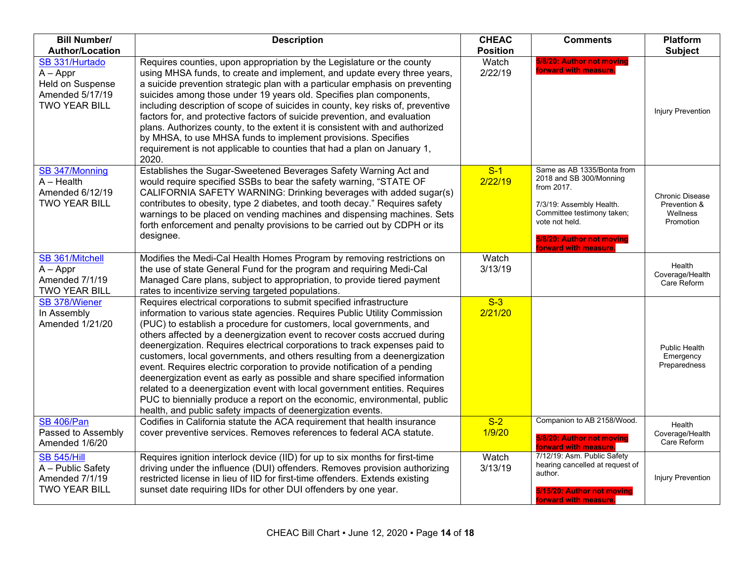| Bill Number/ Author/Location | Description | CHEAC Position | Comments | Platform Subject |
|---|---|---|---|---|
| SB 331/Hurtado<br>A – Appr<br>Held on Suspense<br>Amended 5/17/19<br>TWO YEAR BILL | Requires counties, upon appropriation by the Legislature or the county using MHSA funds, to create and implement, and update every three years, a suicide prevention strategic plan with a particular emphasis on preventing suicides among those under 19 years old. Specifies plan components, including description of scope of suicides in county, key risks of, preventive factors for, and protective factors of suicide prevention, and evaluation plans. Authorizes county, to the extent it is consistent with and authorized by MHSA, to use MHSA funds to implement provisions. Specifies requirement is not applicable to counties that had a plan on January 1, 2020. | Watch<br>2/22/19 | **5/8/20: Author not moving forward with measure.** | Injury Prevention |
| SB 347/Monning<br>A – Health<br>Amended 6/12/19<br>TWO YEAR BILL | Establishes the Sugar-Sweetened Beverages Safety Warning Act and would require specified SSBs to bear the safety warning, "STATE OF CALIFORNIA SAFETY WARNING: Drinking beverages with added sugar(s) contributes to obesity, type 2 diabetes, and tooth decay." Requires safety warnings to be placed on vending machines and dispensing machines. Sets forth enforcement and penalty provisions to be carried out by CDPH or its designee. | S-1<br>2/22/19 | Same as AB 1335/Bonta from 2018 and SB 300/Monning from 2017.<br><br>7/3/19: Assembly Health. Committee testimony taken; vote not held.<br><br>**5/8/20: Author not moving forward with measure.** | Chronic Disease Prevention & Wellness Promotion |
| SB 361/Mitchell<br>A – Appr<br>Amended 7/1/19<br>TWO YEAR BILL | Modifies the Medi-Cal Health Homes Program by removing restrictions on the use of state General Fund for the program and requiring Medi-Cal Managed Care plans, subject to appropriation, to provide tiered payment rates to incentivize serving targeted populations. | Watch<br>3/13/19 | | Health Coverage/Health Care Reform |
| SB 378/Wiener<br>In Assembly<br>Amended 1/21/20 | Requires electrical corporations to submit specified infrastructure information to various state agencies. Requires Public Utility Commission (PUC) to establish a procedure for customers, local governments, and others affected by a deenergization event to recover costs accrued during deenergization. Requires electrical corporations to track expenses paid to customers, local governments, and others resulting from a deenergization event. Requires electric corporation to provide notification of a pending deenergization event as early as possible and share specified information related to a deenergization event with local government entities. Requires PUC to biennially produce a report on the economic, environmental, public health, and public safety impacts of deenergization events. | S-3<br>2/21/20 | | Public Health Emergency Preparedness |
| SB 406/Pan<br>Passed to Assembly<br>Amended 1/6/20 | Codifies in California statute the ACA requirement that health insurance cover preventive services. Removes references to federal ACA statute. | S-2<br>1/9/20 | Companion to AB 2158/Wood.<br><br>**5/8/20: Author not moving forward with measure.** | Health Coverage/Health Care Reform |
| SB 545/Hill<br>A – Public Safety<br>Amended 7/1/19<br>TWO YEAR BILL | Requires ignition interlock device (IID) for up to six months for first-time driving under the influence (DUI) offenders. Removes provision authorizing restricted license in lieu of IID for first-time offenders. Extends existing sunset date requiring IIDs for other DUI offenders by one year. | Watch<br>3/13/19 | 7/12/19: Asm. Public Safety hearing cancelled at request of author.<br><br>**5/15/20: Author not moving forward with measure.** | Injury Prevention |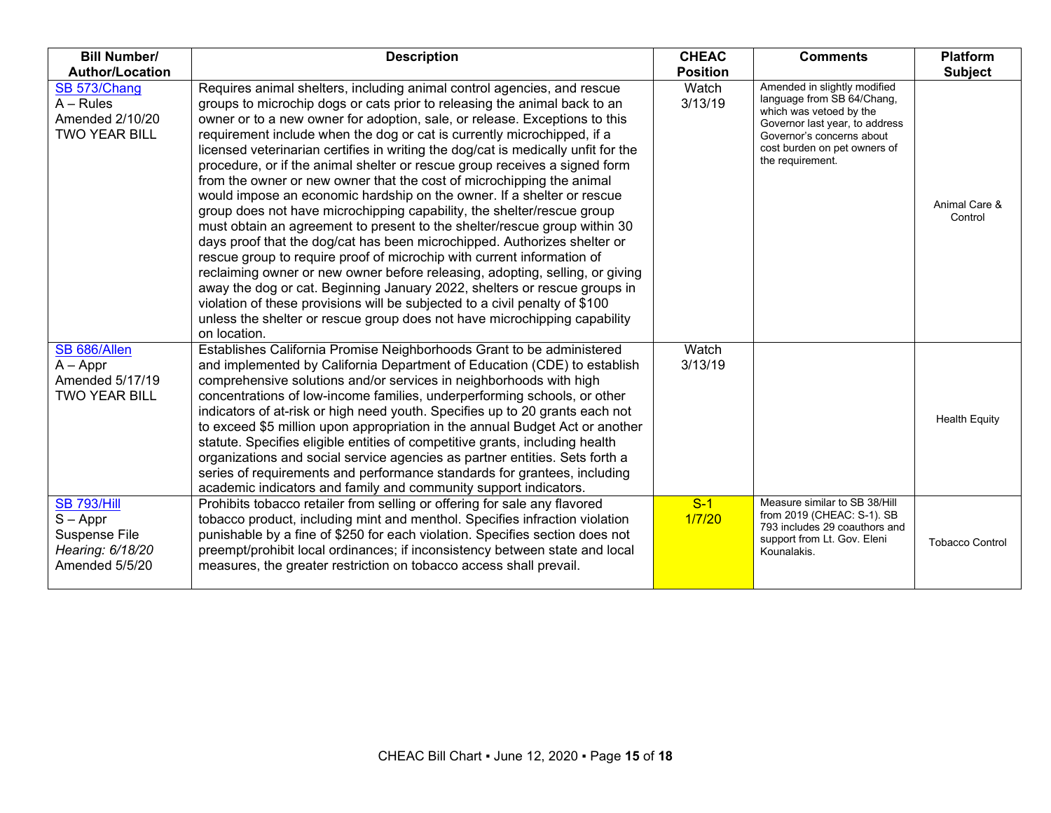| Bill Number/ Author/Location | Description | CHEAC Position | Comments | Platform Subject |
|---|---|---|---|---|
| SB 573/Chang<br>A – Rules<br>Amended 2/10/20<br>TWO YEAR BILL | Requires animal shelters, including animal control agencies, and rescue groups to microchip dogs or cats prior to releasing the animal back to an owner or to a new owner for adoption, sale, or release. Exceptions to this requirement include when the dog or cat is currently microchipped, if a licensed veterinarian certifies in writing the dog/cat is medically unfit for the procedure, or if the animal shelter or rescue group receives a signed form from the owner or new owner that the cost of microchipping the animal would impose an economic hardship on the owner. If a shelter or rescue group does not have microchipping capability, the shelter/rescue group must obtain an agreement to present to the shelter/rescue group within 30 days proof that the dog/cat has been microchipped. Authorizes shelter or rescue group to require proof of microchip with current information of reclaiming owner or new owner before releasing, adopting, selling, or giving away the dog or cat. Beginning January 2022, shelters or rescue groups in violation of these provisions will be subjected to a civil penalty of $100 unless the shelter or rescue group does not have microchipping capability on location. | Watch<br>3/13/19 | Amended in slightly modified language from SB 64/Chang, which was vetoed by the Governor last year, to address Governor's concerns about cost burden on pet owners of the requirement. | Animal Care & Control |
| SB 686/Allen<br>A – Appr<br>Amended 5/17/19<br>TWO YEAR BILL | Establishes California Promise Neighborhoods Grant to be administered and implemented by California Department of Education (CDE) to establish comprehensive solutions and/or services in neighborhoods with high concentrations of low-income families, underperforming schools, or other indicators of at-risk or high need youth. Specifies up to 20 grants each not to exceed $5 million upon appropriation in the annual Budget Act or another statute. Specifies eligible entities of competitive grants, including health organizations and social service agencies as partner entities. Sets forth a series of requirements and performance standards for grantees, including academic indicators and family and community support indicators. | Watch<br>3/13/19 | | Health Equity |
| SB 793/Hill<br>S – Appr<br>Suspense File<br>*Hearing: 6/18/20*<br>Amended 5/5/20 | Prohibits tobacco retailer from selling or offering for sale any flavored tobacco product, including mint and menthol. Specifies infraction violation punishable by a fine of $250 for each violation. Specifies section does not preempt/prohibit local ordinances; if inconsistency between state and local measures, the greater restriction on tobacco access shall prevail. | S-1<br>1/7/20 | Measure similar to SB 38/Hill from 2019 (CHEAC: S-1). SB 793 includes 29 coauthors and support from Lt. Gov. Eleni Kounalakis. | Tobacco Control |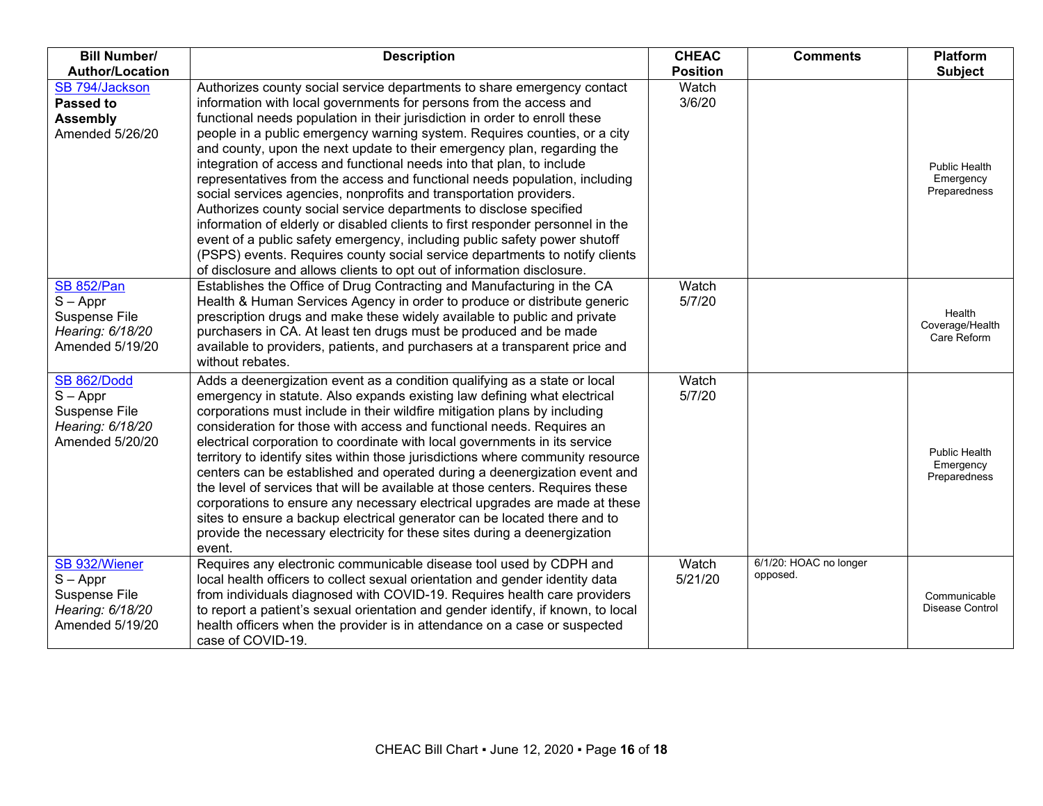| Bill Number/ Author/Location | Description | CHEAC Position | Comments | Platform Subject |
|---|---|---|---|---|
| SB 794/Jackson **Passed to Assembly** Amended 5/26/20 | Authorizes county social service departments to share emergency contact information with local governments for persons from the access and functional needs population in their jurisdiction in order to enroll these people in a public emergency warning system. Requires counties, or a city and county, upon the next update to their emergency plan, regarding the integration of access and functional needs into that plan, to include representatives from the access and functional needs population, including social services agencies, nonprofits and transportation providers. Authorizes county social service departments to disclose specified information of elderly or disabled clients to first responder personnel in the event of a public safety emergency, including public safety power shutoff (PSPS) events. Requires county social service departments to notify clients of disclosure and allows clients to opt out of information disclosure. | Watch 3/6/20 | | Public Health Emergency Preparedness |
| SB 852/Pan S – Appr Suspense File *Hearing: 6/18/20* Amended 5/19/20 | Establishes the Office of Drug Contracting and Manufacturing in the CA Health & Human Services Agency in order to produce or distribute generic prescription drugs and make these widely available to public and private purchasers in CA. At least ten drugs must be produced and be made available to providers, patients, and purchasers at a transparent price and without rebates. | Watch 5/7/20 | | Health Coverage/Health Care Reform |
| SB 862/Dodd S – Appr Suspense File *Hearing: 6/18/20* Amended 5/20/20 | Adds a deenergization event as a condition qualifying as a state or local emergency in statute. Also expands existing law defining what electrical corporations must include in their wildfire mitigation plans by including consideration for those with access and functional needs. Requires an electrical corporation to coordinate with local governments in its service territory to identify sites within those jurisdictions where community resource centers can be established and operated during a deenergization event and the level of services that will be available at those centers. Requires these corporations to ensure any necessary electrical upgrades are made at these sites to ensure a backup electrical generator can be located there and to provide the necessary electricity for these sites during a deenergization event. | Watch 5/7/20 | | Public Health Emergency Preparedness |
| SB 932/Wiener S – Appr Suspense File *Hearing: 6/18/20* Amended 5/19/20 | Requires any electronic communicable disease tool used by CDPH and local health officers to collect sexual orientation and gender identity data from individuals diagnosed with COVID-19. Requires health care providers to report a patient's sexual orientation and gender identify, if known, to local health officers when the provider is in attendance on a case or suspected case of COVID-19. | Watch 5/21/20 | 6/1/20: HOAC no longer opposed. | Communicable Disease Control |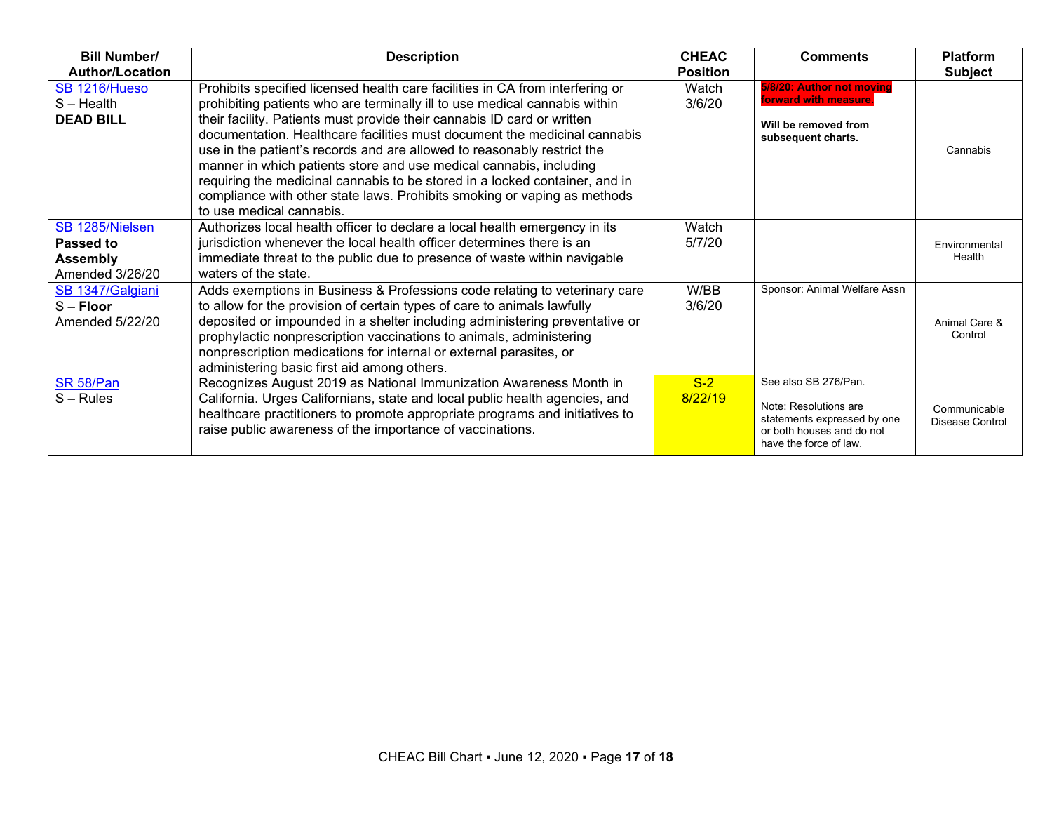| Bill Number/ Author/Location | Description | CHEAC Position | Comments | Platform Subject |
|---|---|---|---|---|
| SB 1216/Hueso<br>S – Health<br>**DEAD BILL** | Prohibits specified licensed health care facilities in CA from interfering or prohibiting patients who are terminally ill to use medical cannabis within their facility. Patients must provide their cannabis ID card or written documentation. Healthcare facilities must document the medicinal cannabis use in the patient's records and are allowed to reasonably restrict the manner in which patients store and use medical cannabis, including requiring the medicinal cannabis to be stored in a locked container, and in compliance with other state laws. Prohibits smoking or vaping as methods to use medical cannabis. | Watch<br>3/6/20 | **5/8/20: Author not moving forward with measure.**<br><br>**Will be removed from subsequent charts.** | Cannabis |
| SB 1285/Nielsen<br>**Passed to Assembly**<br>Amended 3/26/20 | Authorizes local health officer to declare a local health emergency in its jurisdiction whenever the local health officer determines there is an immediate threat to the public due to presence of waste within navigable waters of the state. | Watch<br>5/7/20 | | Environmental Health |
| SB 1347/Galgiani<br>S – **Floor**<br>Amended 5/22/20 | Adds exemptions in Business & Professions code relating to veterinary care to allow for the provision of certain types of care to animals lawfully deposited or impounded in a shelter including administering preventative or prophylactic nonprescription vaccinations to animals, administering nonprescription medications for internal or external parasites, or administering basic first aid among others. | W/BB<br>3/6/20 | Sponsor: Animal Welfare Assn | Animal Care & Control |
| SR 58/Pan<br>S – Rules | Recognizes August 2019 as National Immunization Awareness Month in California. Urges Californians, state and local public health agencies, and healthcare practitioners to promote appropriate programs and initiatives to raise public awareness of the importance of vaccinations. | S-2<br>8/22/19 | See also SB 276/Pan.<br><br>Note: Resolutions are statements expressed by one or both houses and do not have the force of law. | Communicable Disease Control |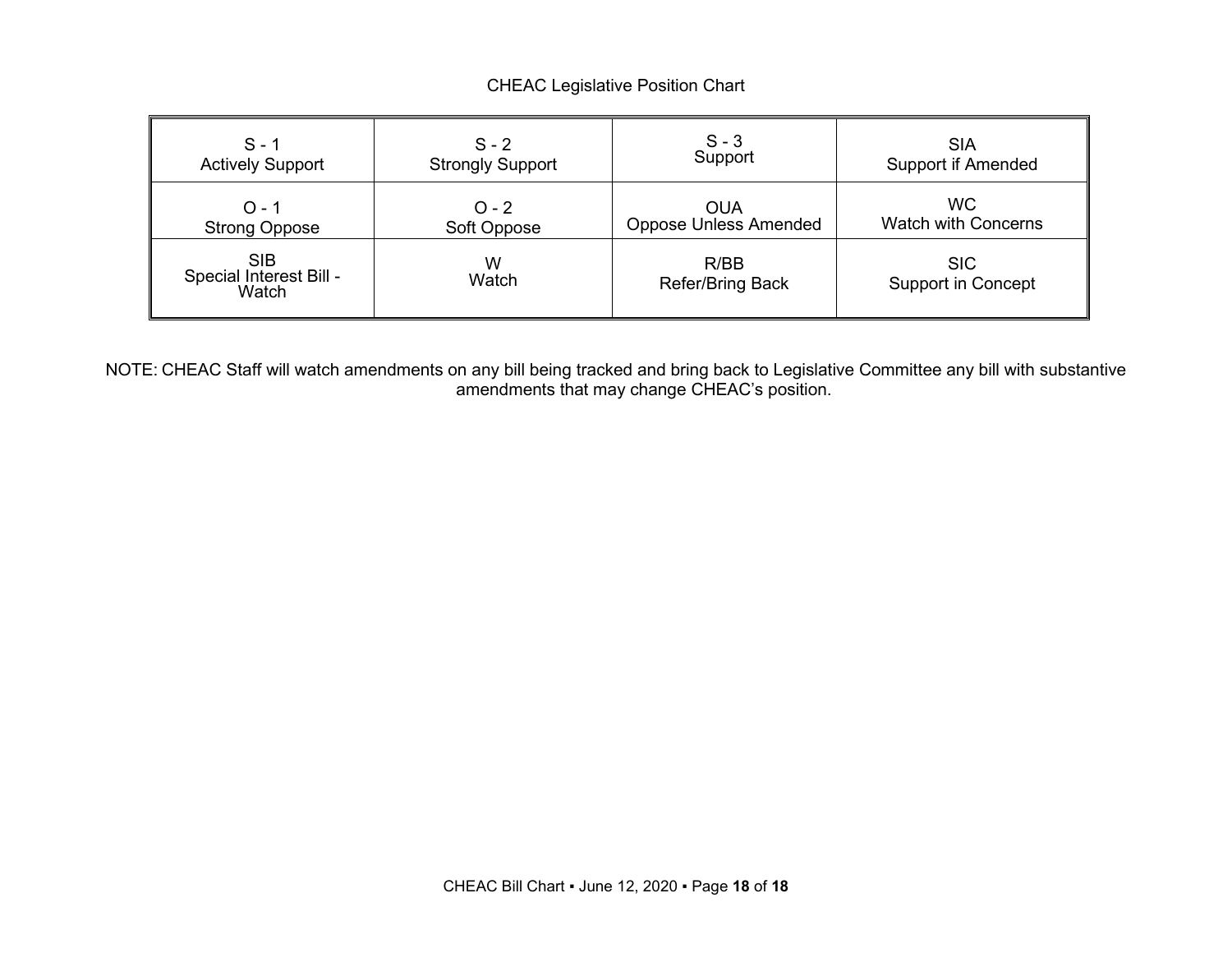CHEAC Legislative Position Chart

| | | | |
|---|---|---|---|
| S - 1<br>Actively Support | S - 2<br>Strongly Support | S - 3<br>Support | SIA<br>Support if Amended |
| O - 1<br>Strong Oppose | O - 2<br>Soft Oppose | OUA<br>Oppose Unless Amended | WC<br>Watch with Concerns |
| SIB<br>Special Interest Bill - Watch | W<br>Watch | R/BB<br>Refer/Bring Back | SIC<br>Support in Concept |

NOTE: CHEAC Staff will watch amendments on any bill being tracked and bring back to Legislative Committee any bill with substantive amendments that may change CHEAC's position.